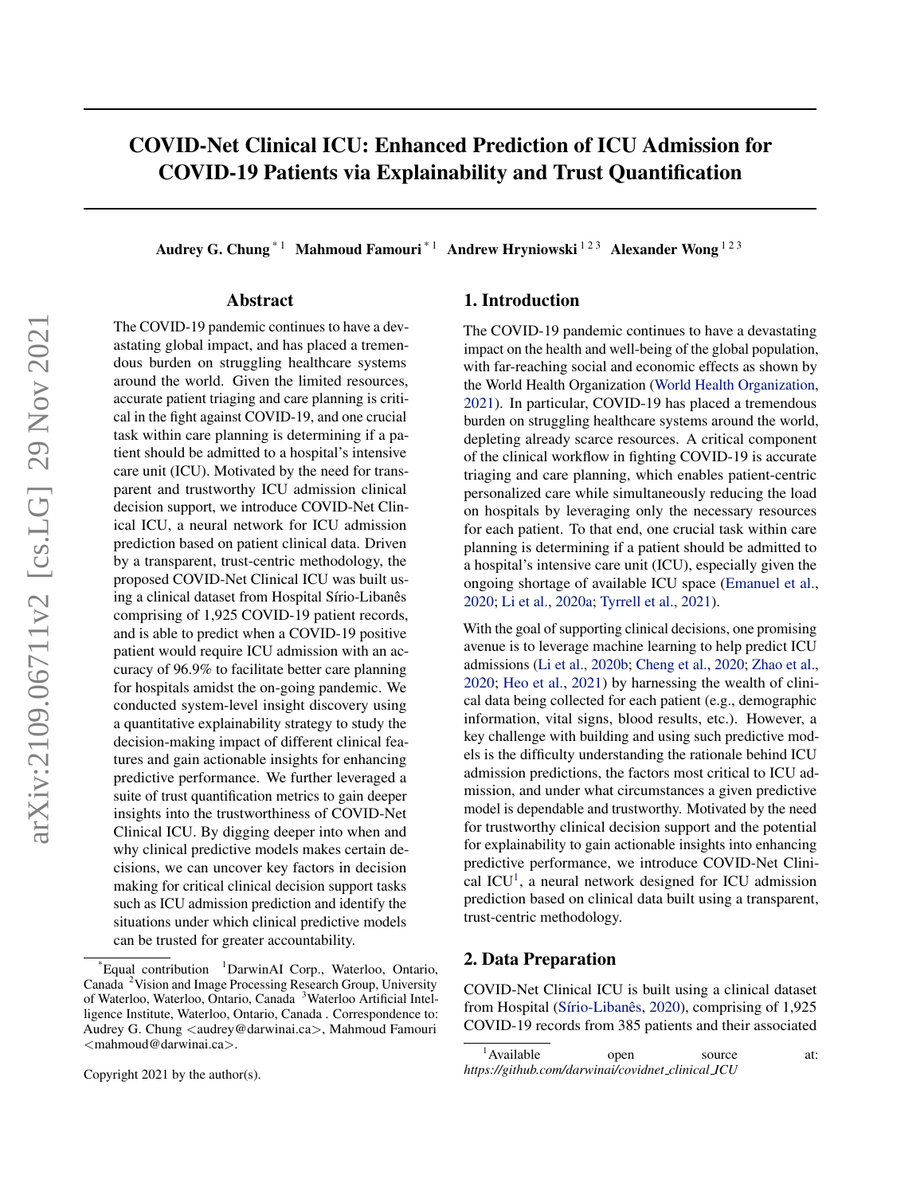# COVID-Net Clinical ICU: Enhanced Prediction of ICU Admission for COVID-19 Patients via Explainability and Trust Quantification

**Audrey G. Chung** [*1] **Mahmoud Famouri** [*1] **Andrew Hryniowski** [1 2 3] **Alexander Wong** [1 2 3]

## Abstract

The COVID-19 pandemic continues to have a devastating global impact, and has placed a tremendous burden on struggling healthcare systems around the world. Given the limited resources, accurate patient triaging and care planning is critical in the fight against COVID-19, and one crucial task within care planning is determining if a patient should be admitted to a hospital's intensive care unit (ICU). Motivated by the need for transparent and trustworthy ICU admission clinical decision support, we introduce COVID-Net Clinical ICU, a neural network for ICU admission prediction based on patient clinical data. Driven by a transparent, trust-centric methodology, the proposed COVID-Net Clinical ICU was built using a clinical dataset from Hospital Sírio-Libanês comprising of 1,925 COVID-19 patient records, and is able to predict when a COVID-19 positive patient would require ICU admission with an accuracy of 96.9% to facilitate better care planning for hospitals amidst the on-going pandemic. We conducted system-level insight discovery using a quantitative explainability strategy to study the decision-making impact of different clinical features and gain actionable insights for enhancing predictive performance. We further leveraged a suite of trust quantification metrics to gain deeper insights into the trustworthiness of COVID-Net Clinical ICU. By digging deeper into when and why clinical predictive models makes certain decisions, we can uncover key factors in decision making for critical clinical decision support tasks such as ICU admission prediction and identify the situations under which clinical predictive models can be trusted for greater accountability.

[*]Equal contribution [1]DarwinAI Corp., Waterloo, Ontario, Canada [2]Vision and Image Processing Research Group, University of Waterloo, Waterloo, Ontario, Canada [3]Waterloo Artificial Intelligence Institute, Waterloo, Ontario, Canada . Correspondence to: Audrey G. Chung <audrey@darwinai.ca>, Mahmoud Famouri <mahmoud@darwinai.ca>.

Copyright 2021 by the author(s).

## 1. Introduction

The COVID-19 pandemic continues to have a devastating impact on the health and well-being of the global population, with far-reaching social and economic effects as shown by the World Health Organization (World Health Organization, 2021). In particular, COVID-19 has placed a tremendous burden on struggling healthcare systems around the world, depleting already scarce resources. A critical component of the clinical workflow in fighting COVID-19 is accurate triaging and care planning, which enables patient-centric personalized care while simultaneously reducing the load on hospitals by leveraging only the necessary resources for each patient. To that end, one crucial task within care planning is determining if a patient should be admitted to a hospital's intensive care unit (ICU), especially given the ongoing shortage of available ICU space (Emanuel et al., 2020; Li et al., 2020a; Tyrrell et al., 2021).

With the goal of supporting clinical decisions, one promising avenue is to leverage machine learning to help predict ICU admissions (Li et al., 2020b; Cheng et al., 2020; Zhao et al., 2020; Heo et al., 2021) by harnessing the wealth of clinical data being collected for each patient (e.g., demographic information, vital signs, blood results, etc.). However, a key challenge with building and using such predictive models is the difficulty understanding the rationale behind ICU admission predictions, the factors most critical to ICU admission, and under what circumstances a given predictive model is dependable and trustworthy. Motivated by the need for trustworthy clinical decision support and the potential for explainability to gain actionable insights into enhancing predictive performance, we introduce COVID-Net Clinical ICU[1], a neural network designed for ICU admission prediction based on clinical data built using a transparent, trust-centric methodology.

## 2. Data Preparation

COVID-Net Clinical ICU is built using a clinical dataset from Hospital (Sírio-Libanês, 2020), comprising of 1,925 COVID-19 records from 385 patients and their associated

[1]Available open source at: *https://github.com/darwinai/covidnet_clinical_ICU*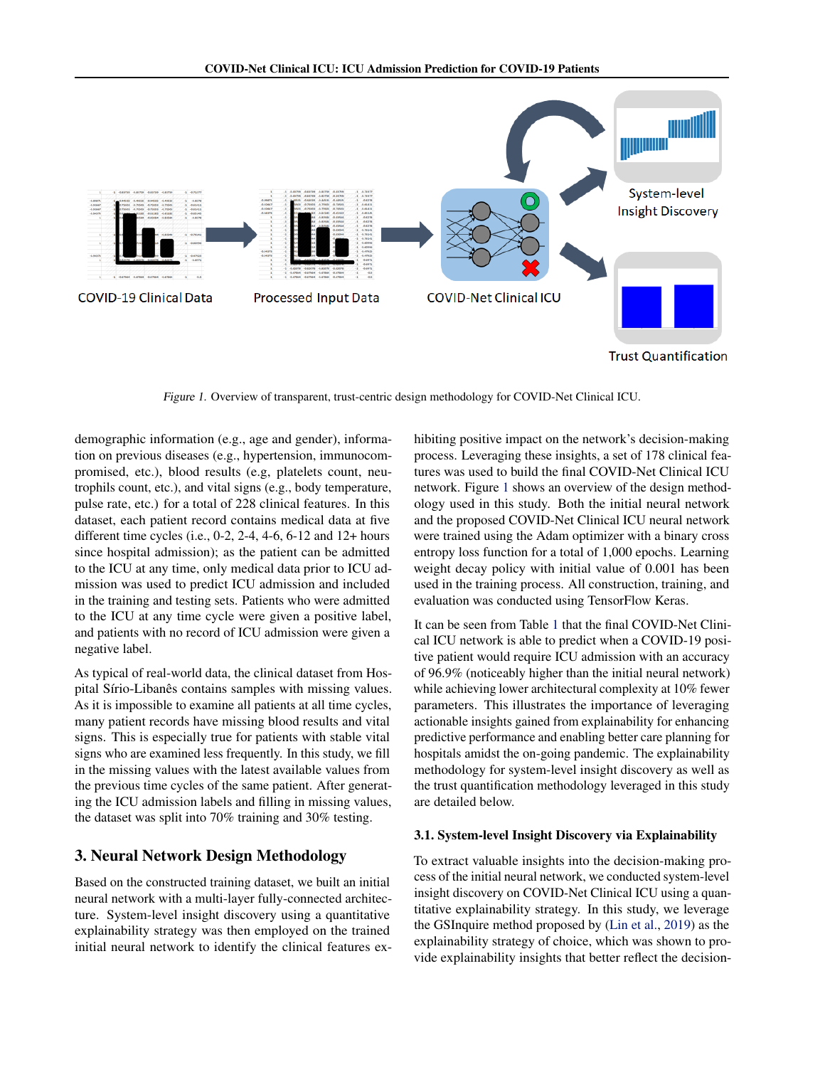Figure 1. Overview of transparent, trust-centric design methodology for COVID-Net Clinical ICU.

demographic information (e.g., age and gender), information on previous diseases (e.g., hypertension, immunocompromised, etc.), blood results (e.g, platelets count, neutrophils count, etc.), and vital signs (e.g., body temperature, pulse rate, etc.) for a total of 228 clinical features. In this dataset, each patient record contains medical data at five different time cycles (i.e., 0-2, 2-4, 4-6, 6-12 and 12+ hours since hospital admission); as the patient can be admitted to the ICU at any time, only medical data prior to ICU admission was used to predict ICU admission and included in the training and testing sets. Patients who were admitted to the ICU at any time cycle were given a positive label, and patients with no record of ICU admission were given a negative label.

As typical of real-world data, the clinical dataset from Hospital Sírio-Libanês contains samples with missing values. As it is impossible to examine all patients at all time cycles, many patient records have missing blood results and vital signs. This is especially true for patients with stable vital signs who are examined less frequently. In this study, we fill in the missing values with the latest available values from the previous time cycles of the same patient. After generating the ICU admission labels and filling in missing values, the dataset was split into 70% training and 30% testing.

## 3. Neural Network Design Methodology

Based on the constructed training dataset, we built an initial neural network with a multi-layer fully-connected architecture. System-level insight discovery using a quantitative explainability strategy was then employed on the trained initial neural network to identify the clinical features exhibiting positive impact on the network's decision-making process. Leveraging these insights, a set of 178 clinical features was used to build the final COVID-Net Clinical ICU network. Figure 1 shows an overview of the design methodology used in this study. Both the initial neural network and the proposed COVID-Net Clinical ICU neural network were trained using the Adam optimizer with a binary cross entropy loss function for a total of 1,000 epochs. Learning weight decay policy with initial value of 0.001 has been used in the training process. All construction, training, and evaluation was conducted using TensorFlow Keras.

It can be seen from Table 1 that the final COVID-Net Clinical ICU network is able to predict when a COVID-19 positive patient would require ICU admission with an accuracy of 96.9% (noticeably higher than the initial neural network) while achieving lower architectural complexity at 10% fewer parameters. This illustrates the importance of leveraging actionable insights gained from explainability for enhancing predictive performance and enabling better care planning for hospitals amidst the on-going pandemic. The explainability methodology for system-level insight discovery as well as the trust quantification methodology leveraged in this study are detailed below.

### 3.1. System-level Insight Discovery via Explainability

To extract valuable insights into the decision-making process of the initial neural network, we conducted system-level insight discovery on COVID-Net Clinical ICU using a quantitative explainability strategy. In this study, we leverage the GSInquire method proposed by (Lin et al., 2019) as the explainability strategy of choice, which was shown to provide explainability insights that better reflect the decision-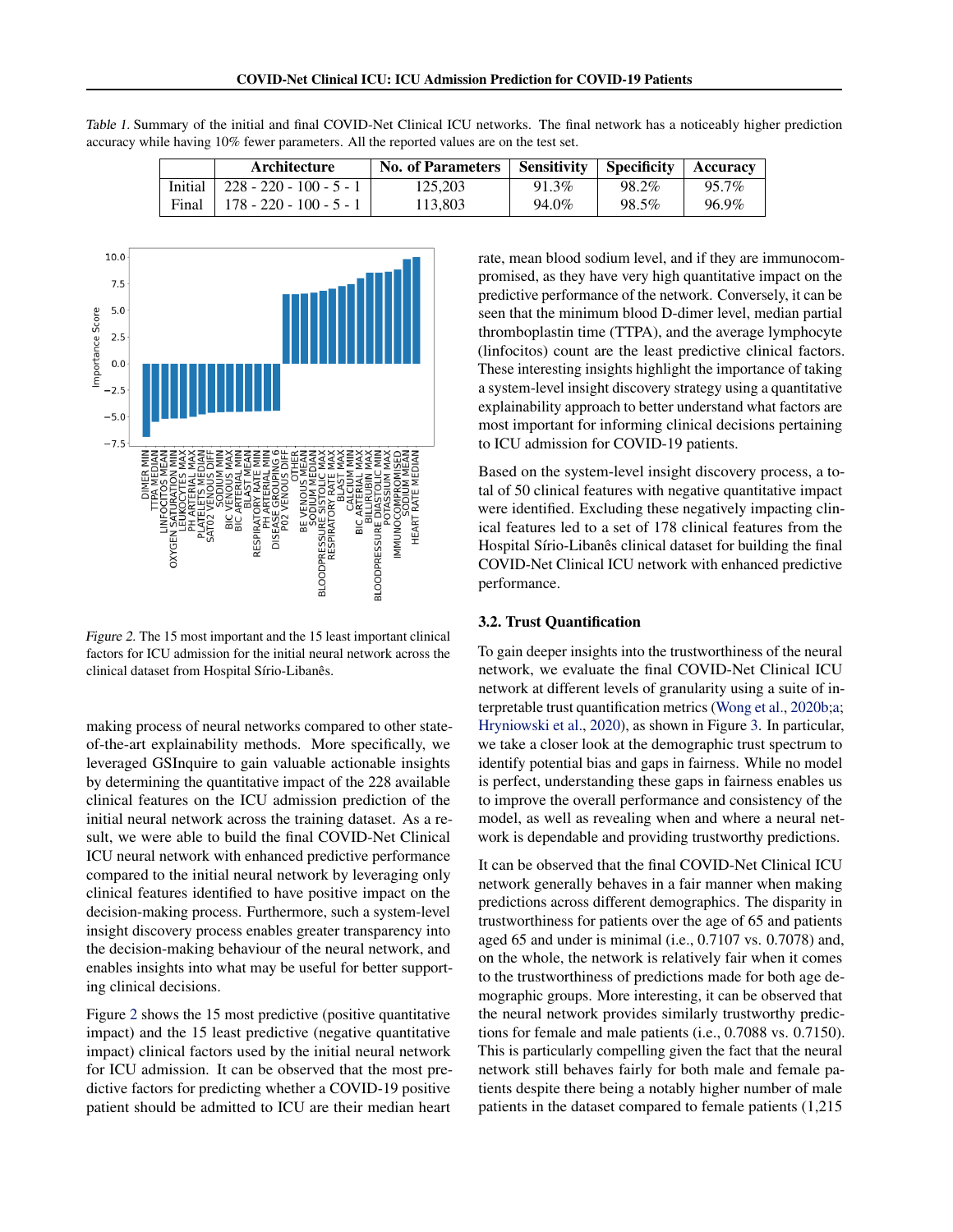*Table 1.* Summary of the initial and final COVID-Net Clinical ICU networks. The final network has a noticeably higher prediction accuracy while having 10% fewer parameters. All the reported values are on the test set.

| | Architecture | No. of Parameters | Sensitivity | Specificity | Accuracy |
|---|---|---|---|---|---|
| Initial | 228 - 220 - 100 - 5 - 1 | 125,203 | 91.3% | 98.2% | 95.7% |
| Final | 178 - 220 - 100 - 5 - 1 | 113,803 | 94.0% | 98.5% | 96.9% |

*Figure 2.* The 15 most important and the 15 least important clinical factors for ICU admission for the initial neural network across the clinical dataset from Hospital Sírio-Libanês.

making process of neural networks compared to other state-of-the-art explainability methods. More specifically, we leveraged GSInquire to gain valuable actionable insights by determining the quantitative impact of the 228 available clinical features on the ICU admission prediction of the initial neural network across the training dataset. As a result, we were able to build the final COVID-Net Clinical ICU neural network with enhanced predictive performance compared to the initial neural network by leveraging only clinical features identified to have positive impact on the decision-making process. Furthermore, such a system-level insight discovery process enables greater transparency into the decision-making behaviour of the neural network, and enables insights into what may be useful for better supporting clinical decisions.

Figure 2 shows the 15 most predictive (positive quantitative impact) and the 15 least predictive (negative quantitative impact) clinical factors used by the initial neural network for ICU admission. It can be observed that the most predictive factors for predicting whether a COVID-19 positive patient should be admitted to ICU are their median heart rate, mean blood sodium level, and if they are immunocompromised, as they have very high quantitative impact on the predictive performance of the network. Conversely, it can be seen that the minimum blood D-dimer level, median partial thromboplastin time (TTPA), and the average lymphocyte (linfocitos) count are the least predictive clinical factors. These interesting insights highlight the importance of taking a system-level insight discovery strategy using a quantitative explainability approach to better understand what factors are most important for informing clinical decisions pertaining to ICU admission for COVID-19 patients.

Based on the system-level insight discovery process, a total of 50 clinical features with negative quantitative impact were identified. Excluding these negatively impacting clinical features led to a set of 178 clinical features from the Hospital Sírio-Libanês clinical dataset for building the final COVID-Net Clinical ICU network with enhanced predictive performance.

### 3.2. Trust Quantification

To gain deeper insights into the trustworthiness of the neural network, we evaluate the final COVID-Net Clinical ICU network at different levels of granularity using a suite of interpretable trust quantification metrics (Wong et al., 2020b;a; Hryniowski et al., 2020), as shown in Figure 3. In particular, we take a closer look at the demographic trust spectrum to identify potential bias and gaps in fairness. While no model is perfect, understanding these gaps in fairness enables us to improve the overall performance and consistency of the model, as well as revealing when and where a neural network is dependable and providing trustworthy predictions.

It can be observed that the final COVID-Net Clinical ICU network generally behaves in a fair manner when making predictions across different demographics. The disparity in trustworthiness for patients over the age of 65 and patients aged 65 and under is minimal (i.e., 0.7107 vs. 0.7078) and, on the whole, the network is relatively fair when it comes to the trustworthiness of predictions made for both age demographic groups. More interesting, it can be observed that the neural network provides similarly trustworthy predictions for female and male patients (i.e., 0.7088 vs. 0.7150). This is particularly compelling given the fact that the neural network still behaves fairly for both male and female patients despite there being a notably higher number of male patients in the dataset compared to female patients (1,215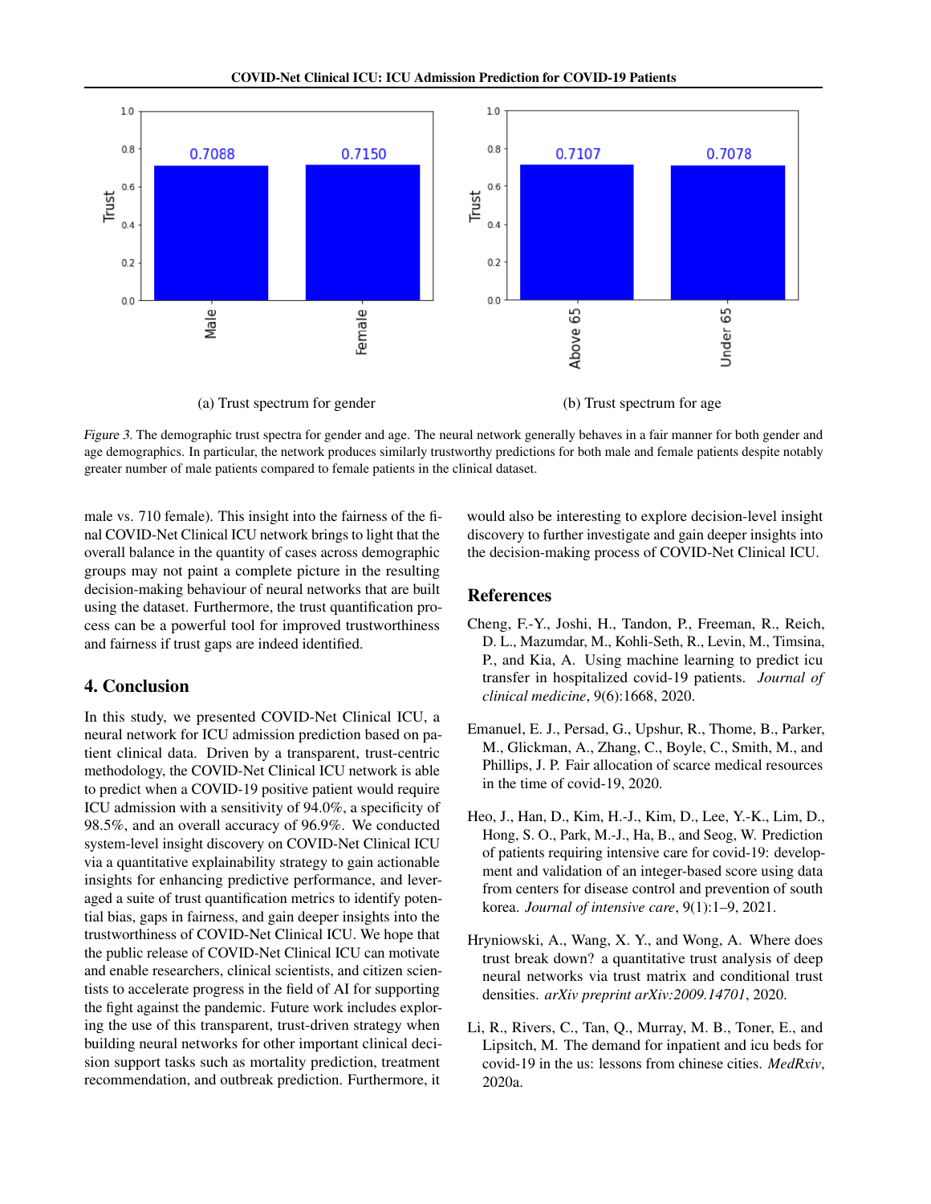(a) Trust spectrum for gender

(b) Trust spectrum for age

*Figure 3.* The demographic trust spectra for gender and age. The neural network generally behaves in a fair manner for both gender and age demographics. In particular, the network produces similarly trustworthy predictions for both male and female patients despite notably greater number of male patients compared to female patients in the clinical dataset.

male vs. 710 female). This insight into the fairness of the final COVID-Net Clinical ICU network brings to light that the overall balance in the quantity of cases across demographic groups may not paint a complete picture in the resulting decision-making behaviour of neural networks that are built using the dataset. Furthermore, the trust quantification process can be a powerful tool for improved trustworthiness and fairness if trust gaps are indeed identified.

## 4. Conclusion

In this study, we presented COVID-Net Clinical ICU, a neural network for ICU admission prediction based on patient clinical data. Driven by a transparent, trust-centric methodology, the COVID-Net Clinical ICU network is able to predict when a COVID-19 positive patient would require ICU admission with a sensitivity of 94.0%, a specificity of 98.5%, and an overall accuracy of 96.9%. We conducted system-level insight discovery on COVID-Net Clinical ICU via a quantitative explainability strategy to gain actionable insights for enhancing predictive performance, and leveraged a suite of trust quantification metrics to identify potential bias, gaps in fairness, and gain deeper insights into the trustworthiness of COVID-Net Clinical ICU. We hope that the public release of COVID-Net Clinical ICU can motivate and enable researchers, clinical scientists, and citizen scientists to accelerate progress in the field of AI for supporting the fight against the pandemic. Future work includes exploring the use of this transparent, trust-driven strategy when building neural networks for other important clinical decision support tasks such as mortality prediction, treatment recommendation, and outbreak prediction. Furthermore, it would also be interesting to explore decision-level insight discovery to further investigate and gain deeper insights into the decision-making process of COVID-Net Clinical ICU.

## References

Cheng, F.-Y., Joshi, H., Tandon, P., Freeman, R., Reich, D. L., Mazumdar, M., Kohli-Seth, R., Levin, M., Timsina, P., and Kia, A. Using machine learning to predict icu transfer in hospitalized covid-19 patients. *Journal of clinical medicine*, 9(6):1668, 2020.

Emanuel, E. J., Persad, G., Upshur, R., Thome, B., Parker, M., Glickman, A., Zhang, C., Boyle, C., Smith, M., and Phillips, J. P. Fair allocation of scarce medical resources in the time of covid-19, 2020.

Heo, J., Han, D., Kim, H.-J., Kim, D., Lee, Y.-K., Lim, D., Hong, S. O., Park, M.-J., Ha, B., and Seog, W. Prediction of patients requiring intensive care for covid-19: development and validation of an integer-based score using data from centers for disease control and prevention of south korea. *Journal of intensive care*, 9(1):1–9, 2021.

Hryniowski, A., Wang, X. Y., and Wong, A. Where does trust break down? a quantitative trust analysis of deep neural networks via trust matrix and conditional trust densities. *arXiv preprint arXiv:2009.14701*, 2020.

Li, R., Rivers, C., Tan, Q., Murray, M. B., Toner, E., and Lipsitch, M. The demand for inpatient and icu beds for covid-19 in the us: lessons from chinese cities. *MedRxiv*, 2020a.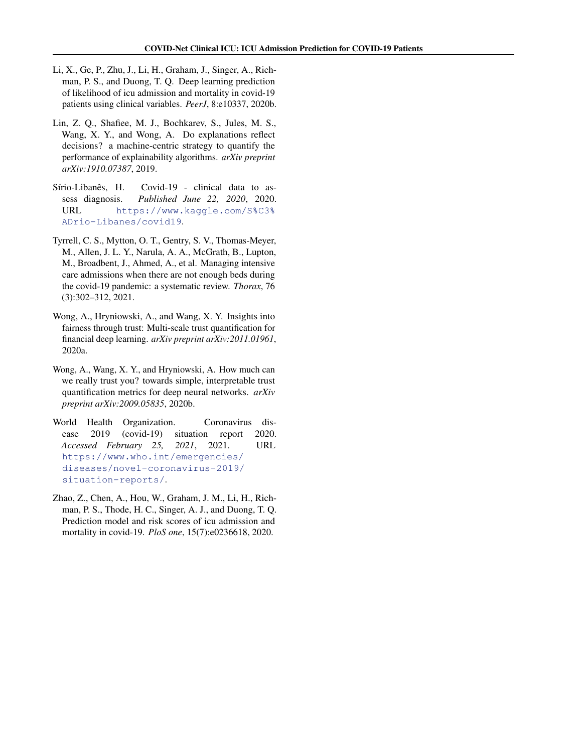Li, X., Ge, P., Zhu, J., Li, H., Graham, J., Singer, A., Richman, P. S., and Duong, T. Q. Deep learning prediction of likelihood of icu admission and mortality in covid-19 patients using clinical variables. *PeerJ*, 8:e10337, 2020b.

Lin, Z. Q., Shafiee, M. J., Bochkarev, S., Jules, M. S., Wang, X. Y., and Wong, A. Do explanations reflect decisions? a machine-centric strategy to quantify the performance of explainability algorithms. *arXiv preprint arXiv:1910.07387*, 2019.

Sírio-Libanês, H. Covid-19 - clinical data to assess diagnosis. *Published June 22, 2020*, 2020. URL https://www.kaggle.com/S%C3%ADrio-Libanes/covid19.

Tyrrell, C. S., Mytton, O. T., Gentry, S. V., Thomas-Meyer, M., Allen, J. L. Y., Narula, A. A., McGrath, B., Lupton, M., Broadbent, J., Ahmed, A., et al. Managing intensive care admissions when there are not enough beds during the covid-19 pandemic: a systematic review. *Thorax*, 76 (3):302–312, 2021.

Wong, A., Hryniowski, A., and Wang, X. Y. Insights into fairness through trust: Multi-scale trust quantification for financial deep learning. *arXiv preprint arXiv:2011.01961*, 2020a.

Wong, A., Wang, X. Y., and Hryniowski, A. How much can we really trust you? towards simple, interpretable trust quantification metrics for deep neural networks. *arXiv preprint arXiv:2009.05835*, 2020b.

World Health Organization. Coronavirus disease 2019 (covid-19) situation report 2020. *Accessed February 25, 2021*, 2021. URL https://www.who.int/emergencies/diseases/novel-coronavirus-2019/situation-reports/.

Zhao, Z., Chen, A., Hou, W., Graham, J. M., Li, H., Richman, P. S., Thode, H. C., Singer, A. J., and Duong, T. Q. Prediction model and risk scores of icu admission and mortality in covid-19. *PloS one*, 15(7):e0236618, 2020.